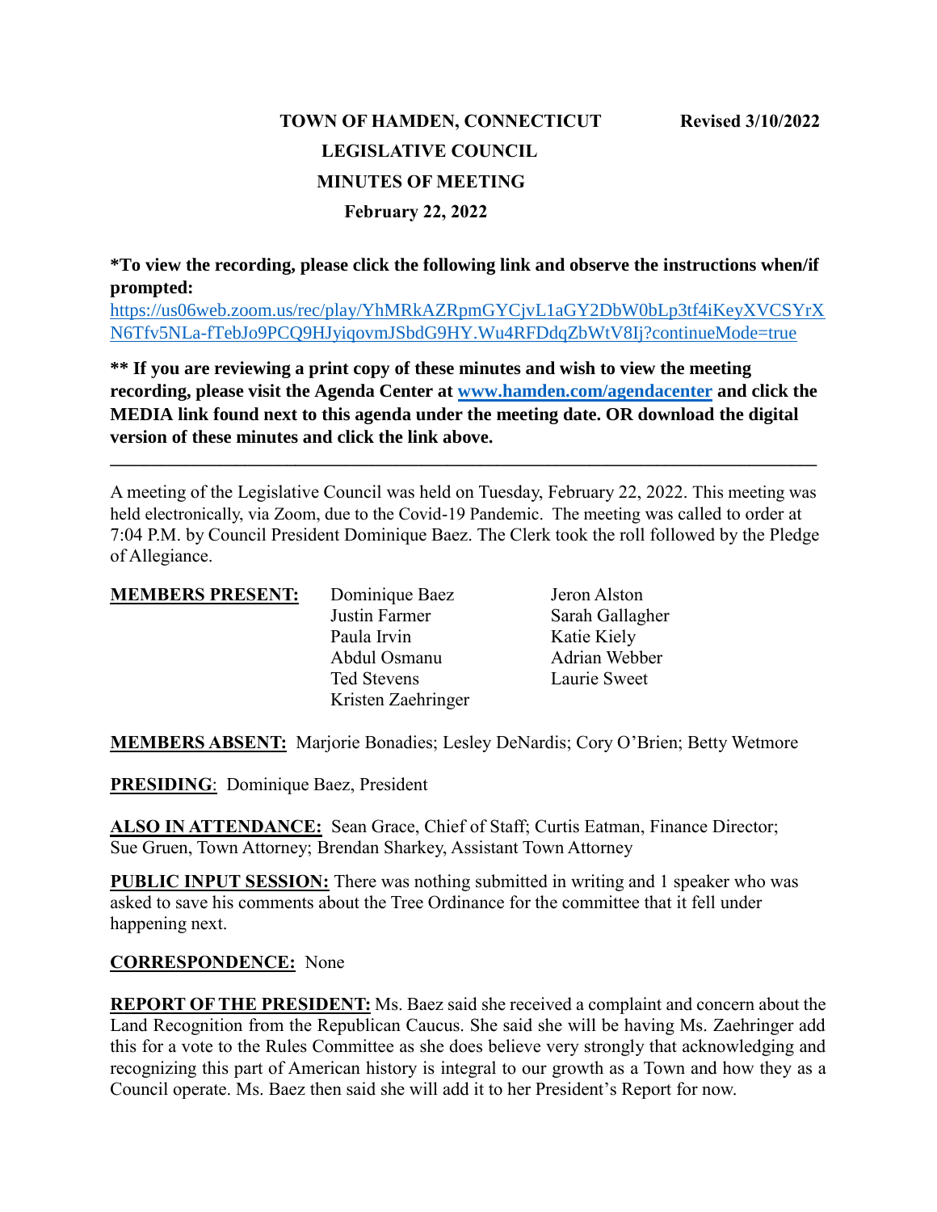# TOWN OF HAMDEN, CONNECTICUT

**Revised 3/10/2022**

## LEGISLATIVE COUNCIL

## MINUTES OF MEETING

## February 22, 2022

**\*To view the recording, please click the following link and observe the instructions when/if prompted:**
[https://us06web.zoom.us/rec/play/YhMRkAZRpmGYCjvL1aGY2DbW0bLp3tf4iKeyXVCSYrXN6Tfv5NLa-fTebJo9PCQ9HJyiqovmJSbdG9HY.Wu4RFDdqZbWtV8Ij?continueMode=true](https://us06web.zoom.us/rec/play/YhMRkAZRpmGYCjvL1aGY2DbW0bLp3tf4iKeyXVCSYrXN6Tfv5NLa-fTebJo9PCQ9HJyiqovmJSbdG9HY.Wu4RFDdqZbWtV8Ij?continueMode=true)

**\*\* If you are reviewing a print copy of these minutes and wish to view the meeting recording, please visit the Agenda Center at [www.hamden.com/agendacenter](http://www.hamden.com/agendacenter) and click the MEDIA link found next to this agenda under the meeting date. OR download the digital version of these minutes and click the link above.**

---

A meeting of the Legislative Council was held on Tuesday, February 22, 2022. This meeting was held electronically, via Zoom, due to the Covid-19 Pandemic. The meeting was called to order at 7:04 P.M. by Council President Dominique Baez. The Clerk took the roll followed by the Pledge of Allegiance.

**MEMBERS PRESENT:**

| | |
|---|---|
| Dominique Baez | Jeron Alston |
| Justin Farmer | Sarah Gallagher |
| Paula Irvin | Katie Kiely |
| Abdul Osmanu | Adrian Webber |
| Ted Stevens | Laurie Sweet |
| Kristen Zaehringer | |

**MEMBERS ABSENT:** Marjorie Bonadies; Lesley DeNardis; Cory O'Brien; Betty Wetmore

**PRESIDING**: Dominique Baez, President

**ALSO IN ATTENDANCE:** Sean Grace, Chief of Staff; Curtis Eatman, Finance Director; Sue Gruen, Town Attorney; Brendan Sharkey, Assistant Town Attorney

**PUBLIC INPUT SESSION:** There was nothing submitted in writing and 1 speaker who was asked to save his comments about the Tree Ordinance for the committee that it fell under happening next.

**CORRESPONDENCE:** None

**REPORT OF THE PRESIDENT:** Ms. Baez said she received a complaint and concern about the Land Recognition from the Republican Caucus. She said she will be having Ms. Zaehringer add this for a vote to the Rules Committee as she does believe very strongly that acknowledging and recognizing this part of American history is integral to our growth as a Town and how they as a Council operate. Ms. Baez then said she will add it to her President's Report for now.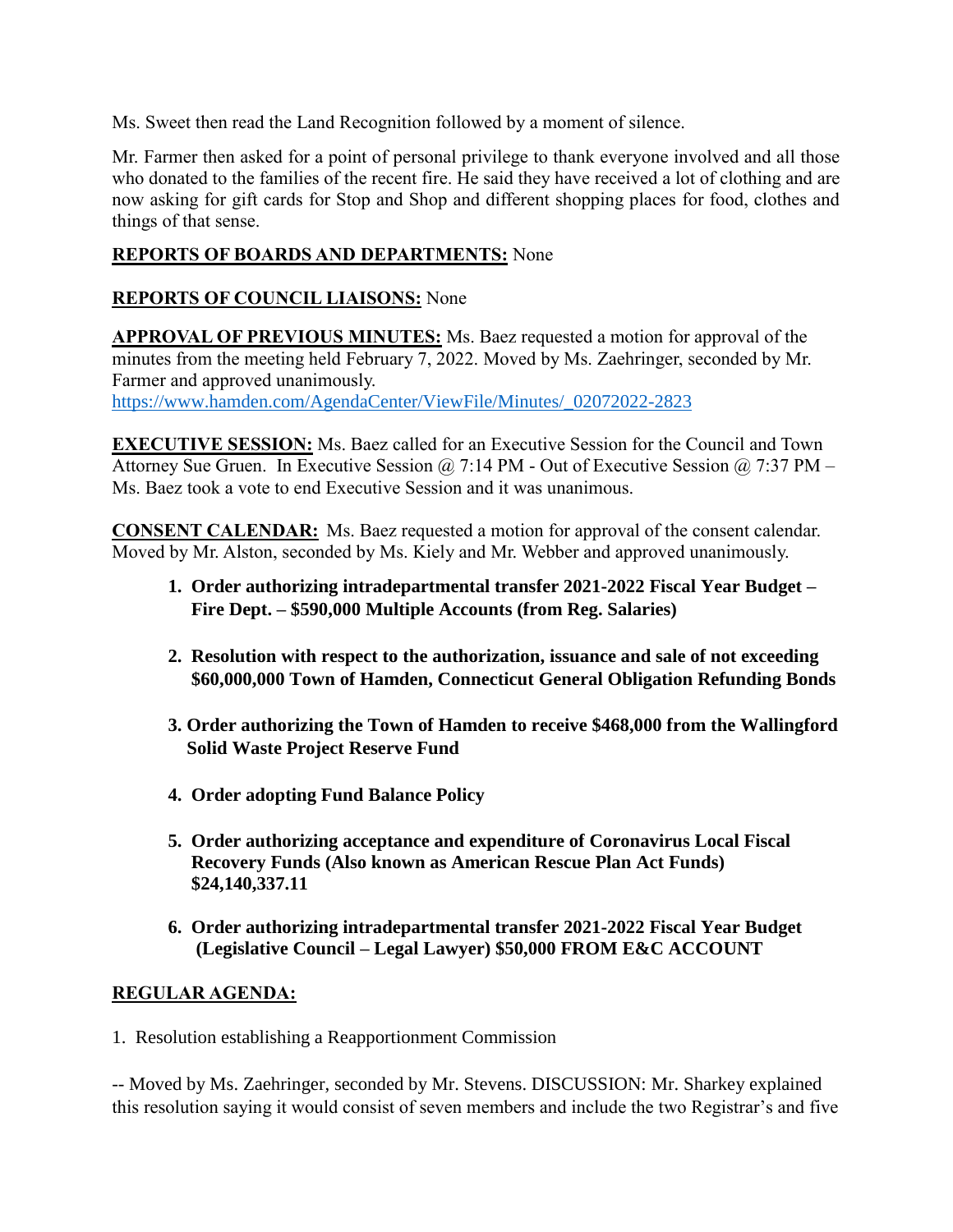Ms. Sweet then read the Land Recognition followed by a moment of silence.

Mr. Farmer then asked for a point of personal privilege to thank everyone involved and all those who donated to the families of the recent fire. He said they have received a lot of clothing and are now asking for gift cards for Stop and Shop and different shopping places for food, clothes and things of that sense.

**REPORTS OF BOARDS AND DEPARTMENTS:** None

**REPORTS OF COUNCIL LIAISONS:** None

**APPROVAL OF PREVIOUS MINUTES:** Ms. Baez requested a motion for approval of the minutes from the meeting held February 7, 2022. Moved by Ms. Zaehringer, seconded by Mr. Farmer and approved unanimously.
https://www.hamden.com/AgendaCenter/ViewFile/Minutes/_02072022-2823

**EXECUTIVE SESSION:** Ms. Baez called for an Executive Session for the Council and Town Attorney Sue Gruen. In Executive Session @ 7:14 PM - Out of Executive Session @ 7:37 PM – Ms. Baez took a vote to end Executive Session and it was unanimous.

**CONSENT CALENDAR:** Ms. Baez requested a motion for approval of the consent calendar. Moved by Mr. Alston, seconded by Ms. Kiely and Mr. Webber and approved unanimously.

1. **Order authorizing intradepartmental transfer 2021-2022 Fiscal Year Budget – Fire Dept. – $590,000 Multiple Accounts (from Reg. Salaries)**
2. **Resolution with respect to the authorization, issuance and sale of not exceeding $60,000,000 Town of Hamden, Connecticut General Obligation Refunding Bonds**
3. **Order authorizing the Town of Hamden to receive $468,000 from the Wallingford Solid Waste Project Reserve Fund**
4. **Order adopting Fund Balance Policy**
5. **Order authorizing acceptance and expenditure of Coronavirus Local Fiscal Recovery Funds (Also known as American Rescue Plan Act Funds) $24,140,337.11**
6. **Order authorizing intradepartmental transfer 2021-2022 Fiscal Year Budget (Legislative Council – Legal Lawyer) $50,000 FROM E&C ACCOUNT**

**REGULAR AGENDA:**

1. Resolution establishing a Reapportionment Commission

-- Moved by Ms. Zaehringer, seconded by Mr. Stevens. DISCUSSION: Mr. Sharkey explained this resolution saying it would consist of seven members and include the two Registrar's and five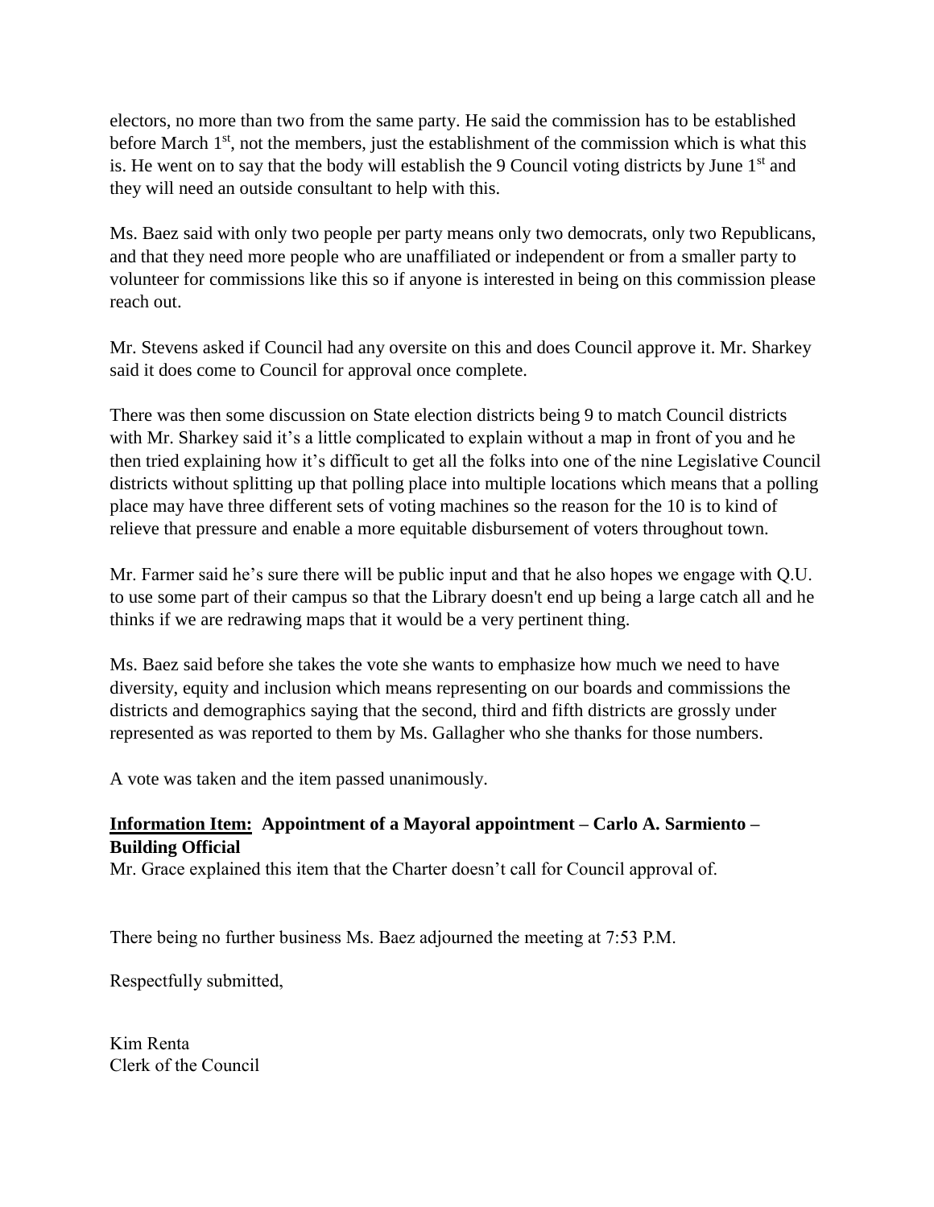electors, no more than two from the same party. He said the commission has to be established before March 1st, not the members, just the establishment of the commission which is what this is. He went on to say that the body will establish the 9 Council voting districts by June 1st and they will need an outside consultant to help with this.

Ms. Baez said with only two people per party means only two democrats, only two Republicans, and that they need more people who are unaffiliated or independent or from a smaller party to volunteer for commissions like this so if anyone is interested in being on this commission please reach out.

Mr. Stevens asked if Council had any oversite on this and does Council approve it. Mr. Sharkey said it does come to Council for approval once complete.

There was then some discussion on State election districts being 9 to match Council districts with Mr. Sharkey said it's a little complicated to explain without a map in front of you and he then tried explaining how it's difficult to get all the folks into one of the nine Legislative Council districts without splitting up that polling place into multiple locations which means that a polling place may have three different sets of voting machines so the reason for the 10 is to kind of relieve that pressure and enable a more equitable disbursement of voters throughout town.

Mr. Farmer said he's sure there will be public input and that he also hopes we engage with Q.U. to use some part of their campus so that the Library doesn't end up being a large catch all and he thinks if we are redrawing maps that it would be a very pertinent thing.

Ms. Baez said before she takes the vote she wants to emphasize how much we need to have diversity, equity and inclusion which means representing on our boards and commissions the districts and demographics saying that the second, third and fifth districts are grossly under represented as was reported to them by Ms. Gallagher who she thanks for those numbers.

A vote was taken and the item passed unanimously.

**<u>Information Item:</u> Appointment of a Mayoral appointment – Carlo A. Sarmiento – Building Official**

Mr. Grace explained this item that the Charter doesn't call for Council approval of.

There being no further business Ms. Baez adjourned the meeting at 7:53 P.M.

Respectfully submitted,

Kim Renta
Clerk of the Council